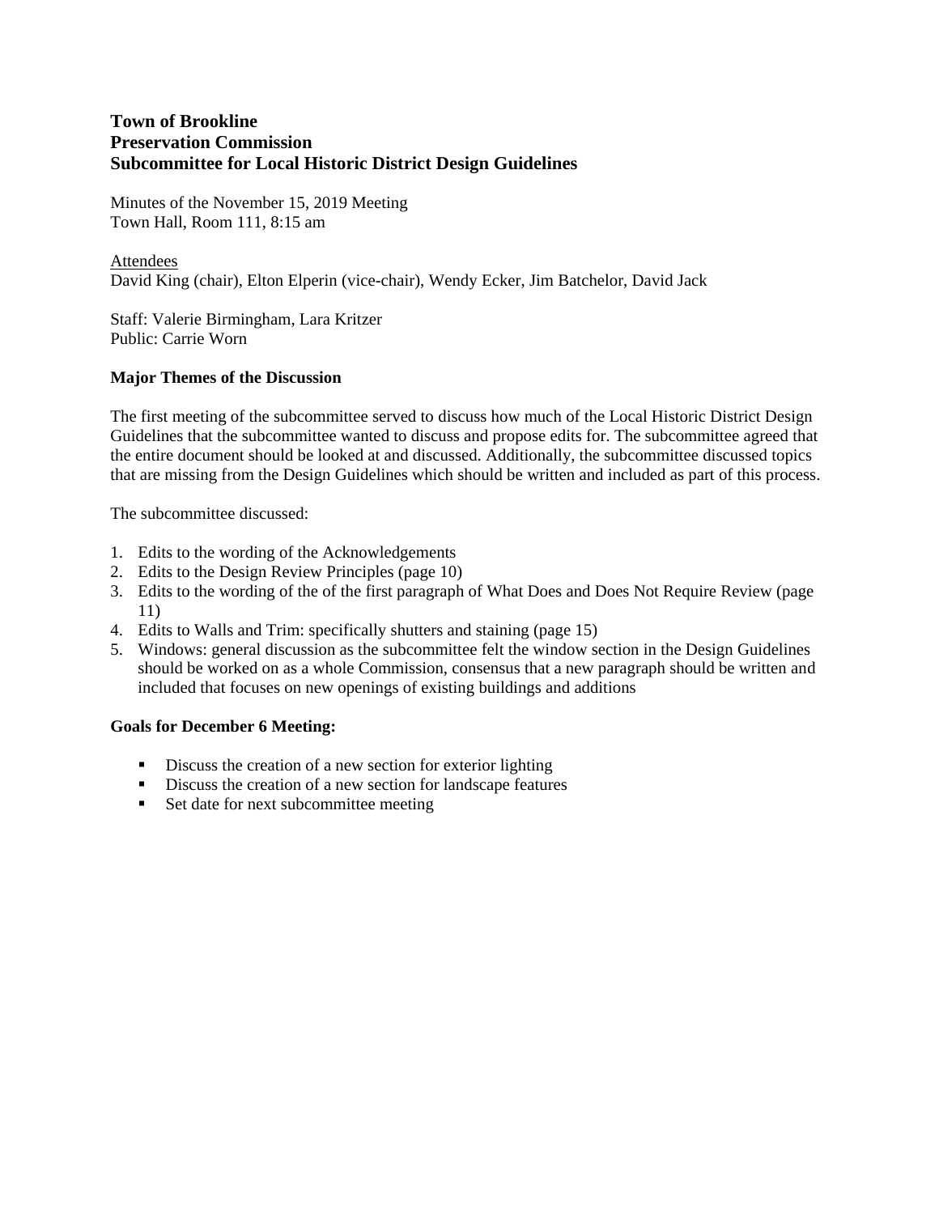**Town of Brookline**
**Preservation Commission**
**Subcommittee for Local Historic District Design Guidelines**

Minutes of the November 15, 2019 Meeting
Town Hall, Room 111, 8:15 am

<u>Attendees</u>
David King (chair), Elton Elperin (vice-chair), Wendy Ecker, Jim Batchelor, David Jack

Staff: Valerie Birmingham, Lara Kritzer
Public: Carrie Worn

**Major Themes of the Discussion**

The first meeting of the subcommittee served to discuss how much of the Local Historic District Design Guidelines that the subcommittee wanted to discuss and propose edits for. The subcommittee agreed that the entire document should be looked at and discussed. Additionally, the subcommittee discussed topics that are missing from the Design Guidelines which should be written and included as part of this process.

The subcommittee discussed:

1. Edits to the wording of the Acknowledgements
2. Edits to the Design Review Principles (page 10)
3. Edits to the wording of the of the first paragraph of What Does and Does Not Require Review (page 11)
4. Edits to Walls and Trim: specifically shutters and staining (page 15)
5. Windows: general discussion as the subcommittee felt the window section in the Design Guidelines should be worked on as a whole Commission, consensus that a new paragraph should be written and included that focuses on new openings of existing buildings and additions

**Goals for December 6 Meeting:**

- Discuss the creation of a new section for exterior lighting
- Discuss the creation of a new section for landscape features
- Set date for next subcommittee meeting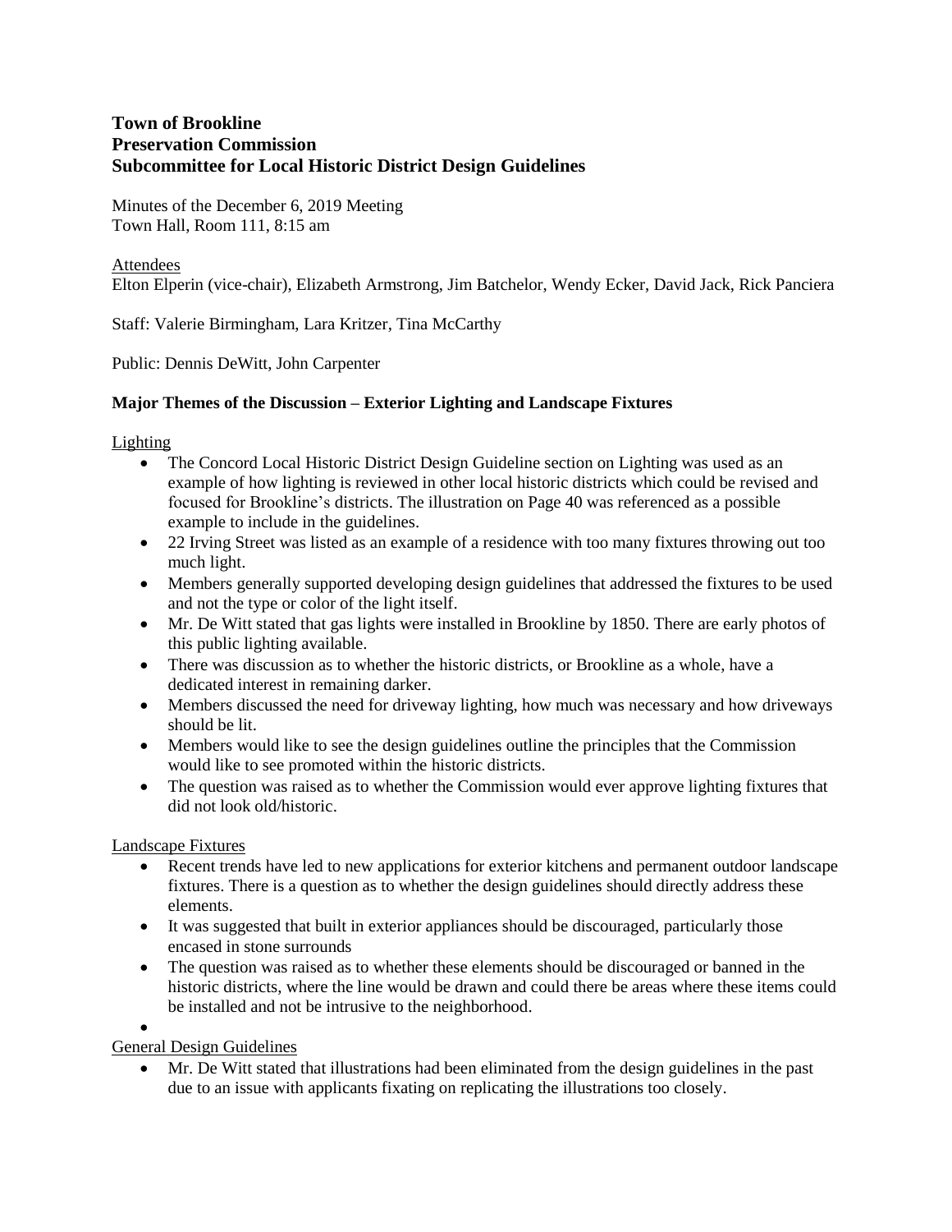**Town of Brookline**
**Preservation Commission**
**Subcommittee for Local Historic District Design Guidelines**

Minutes of the December 6, 2019 Meeting
Town Hall, Room 111, 8:15 am

Attendees
Elton Elperin (vice-chair), Elizabeth Armstrong, Jim Batchelor, Wendy Ecker, David Jack, Rick Panciera

Staff: Valerie Birmingham, Lara Kritzer, Tina McCarthy

Public: Dennis DeWitt, John Carpenter

**Major Themes of the Discussion – Exterior Lighting and Landscape Fixtures**

Lighting

- The Concord Local Historic District Design Guideline section on Lighting was used as an example of how lighting is reviewed in other local historic districts which could be revised and focused for Brookline's districts. The illustration on Page 40 was referenced as a possible example to include in the guidelines.
- 22 Irving Street was listed as an example of a residence with too many fixtures throwing out too much light.
- Members generally supported developing design guidelines that addressed the fixtures to be used and not the type or color of the light itself.
- Mr. De Witt stated that gas lights were installed in Brookline by 1850. There are early photos of this public lighting available.
- There was discussion as to whether the historic districts, or Brookline as a whole, have a dedicated interest in remaining darker.
- Members discussed the need for driveway lighting, how much was necessary and how driveways should be lit.
- Members would like to see the design guidelines outline the principles that the Commission would like to see promoted within the historic districts.
- The question was raised as to whether the Commission would ever approve lighting fixtures that did not look old/historic.

Landscape Fixtures

- Recent trends have led to new applications for exterior kitchens and permanent outdoor landscape fixtures. There is a question as to whether the design guidelines should directly address these elements.
- It was suggested that built in exterior appliances should be discouraged, particularly those encased in stone surrounds
- The question was raised as to whether these elements should be discouraged or banned in the historic districts, where the line would be drawn and could there be areas where these items could be installed and not be intrusive to the neighborhood.

General Design Guidelines

- Mr. De Witt stated that illustrations had been eliminated from the design guidelines in the past due to an issue with applicants fixating on replicating the illustrations too closely.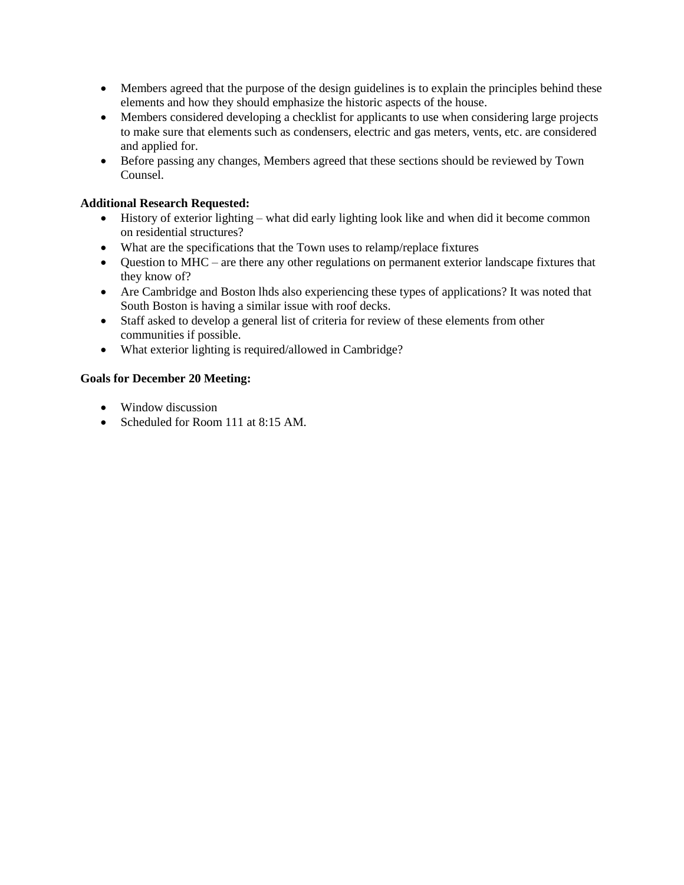- Members agreed that the purpose of the design guidelines is to explain the principles behind these elements and how they should emphasize the historic aspects of the house.
- Members considered developing a checklist for applicants to use when considering large projects to make sure that elements such as condensers, electric and gas meters, vents, etc. are considered and applied for.
- Before passing any changes, Members agreed that these sections should be reviewed by Town Counsel.

**Additional Research Requested:**

- History of exterior lighting – what did early lighting look like and when did it become common on residential structures?
- What are the specifications that the Town uses to relamp/replace fixtures
- Question to MHC – are there any other regulations on permanent exterior landscape fixtures that they know of?
- Are Cambridge and Boston lhds also experiencing these types of applications? It was noted that South Boston is having a similar issue with roof decks.
- Staff asked to develop a general list of criteria for review of these elements from other communities if possible.
- What exterior lighting is required/allowed in Cambridge?

**Goals for December 20 Meeting:**

- Window discussion
- Scheduled for Room 111 at 8:15 AM.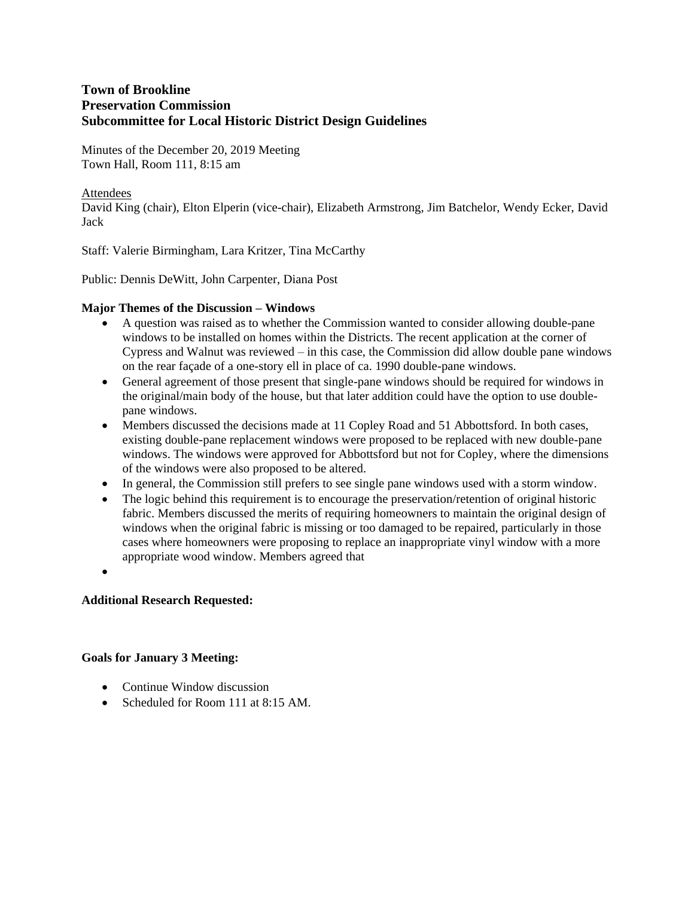**Town of Brookline**
**Preservation Commission**
**Subcommittee for Local Historic District Design Guidelines**

Minutes of the December 20, 2019 Meeting
Town Hall, Room 111, 8:15 am

Attendees
David King (chair), Elton Elperin (vice-chair), Elizabeth Armstrong, Jim Batchelor, Wendy Ecker, David Jack

Staff: Valerie Birmingham, Lara Kritzer, Tina McCarthy

Public: Dennis DeWitt, John Carpenter, Diana Post

**Major Themes of the Discussion – Windows**

- A question was raised as to whether the Commission wanted to consider allowing double-pane windows to be installed on homes within the Districts. The recent application at the corner of Cypress and Walnut was reviewed – in this case, the Commission did allow double pane windows on the rear façade of a one-story ell in place of ca. 1990 double-pane windows.
- General agreement of those present that single-pane windows should be required for windows in the original/main body of the house, but that later addition could have the option to use double-pane windows.
- Members discussed the decisions made at 11 Copley Road and 51 Abbottsford. In both cases, existing double-pane replacement windows were proposed to be replaced with new double-pane windows. The windows were approved for Abbottsford but not for Copley, where the dimensions of the windows were also proposed to be altered.
- In general, the Commission still prefers to see single pane windows used with a storm window.
- The logic behind this requirement is to encourage the preservation/retention of original historic fabric. Members discussed the merits of requiring homeowners to maintain the original design of windows when the original fabric is missing or too damaged to be repaired, particularly in those cases where homeowners were proposing to replace an inappropriate vinyl window with a more appropriate wood window. Members agreed that
-

**Additional Research Requested:**

**Goals for January 3 Meeting:**

- Continue Window discussion
- Scheduled for Room 111 at 8:15 AM.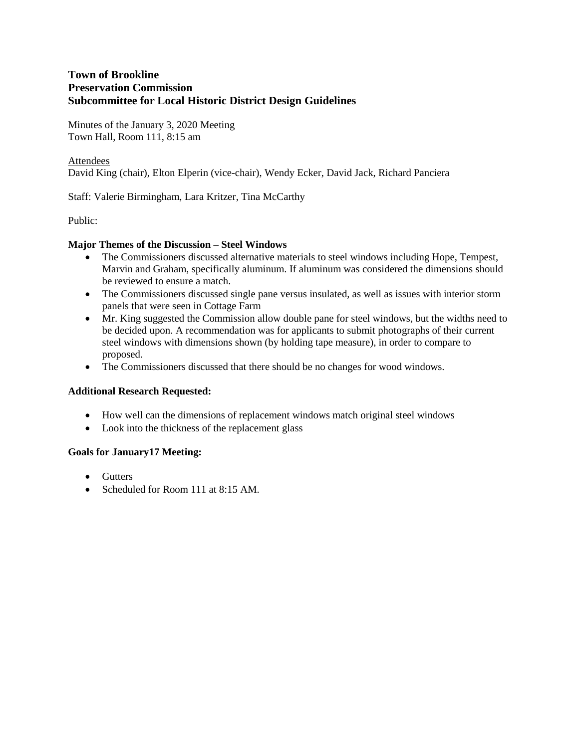**Town of Brookline**
**Preservation Commission**
**Subcommittee for Local Historic District Design Guidelines**

Minutes of the January 3, 2020 Meeting
Town Hall, Room 111, 8:15 am

Attendees
David King (chair), Elton Elperin (vice-chair), Wendy Ecker, David Jack, Richard Panciera

Staff: Valerie Birmingham, Lara Kritzer, Tina McCarthy

Public:

**Major Themes of the Discussion – Steel Windows**

- The Commissioners discussed alternative materials to steel windows including Hope, Tempest, Marvin and Graham, specifically aluminum. If aluminum was considered the dimensions should be reviewed to ensure a match.
- The Commissioners discussed single pane versus insulated, as well as issues with interior storm panels that were seen in Cottage Farm
- Mr. King suggested the Commission allow double pane for steel windows, but the widths need to be decided upon. A recommendation was for applicants to submit photographs of their current steel windows with dimensions shown (by holding tape measure), in order to compare to proposed.
- The Commissioners discussed that there should be no changes for wood windows.

**Additional Research Requested:**

- How well can the dimensions of replacement windows match original steel windows
- Look into the thickness of the replacement glass

**Goals for January17 Meeting:**

- Gutters
- Scheduled for Room 111 at 8:15 AM.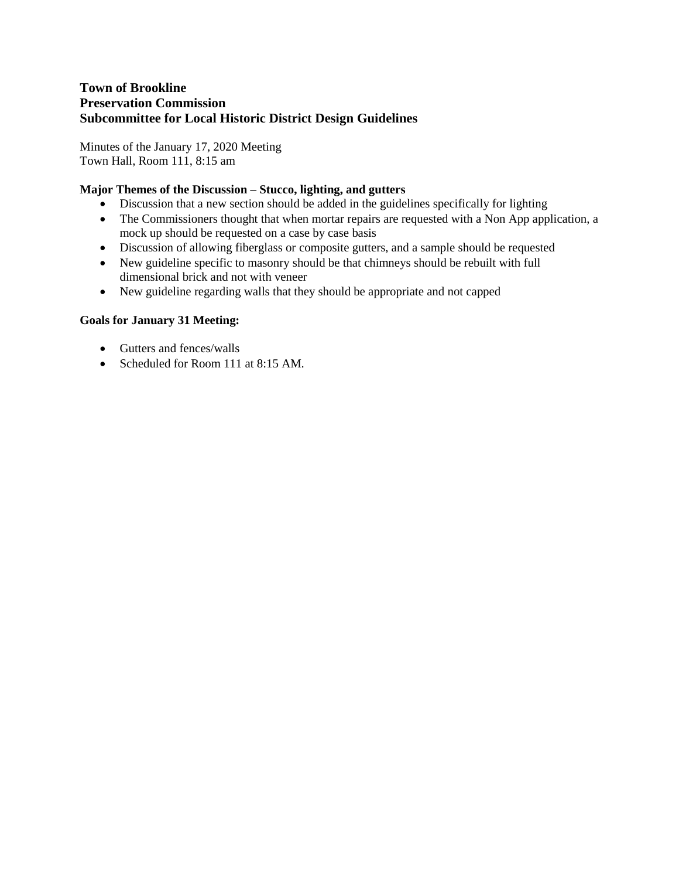**Town of Brookline**
**Preservation Commission**
**Subcommittee for Local Historic District Design Guidelines**

Minutes of the January 17, 2020 Meeting
Town Hall, Room 111, 8:15 am

**Major Themes of the Discussion – Stucco, lighting, and gutters**

- Discussion that a new section should be added in the guidelines specifically for lighting
- The Commissioners thought that when mortar repairs are requested with a Non App application, a mock up should be requested on a case by case basis
- Discussion of allowing fiberglass or composite gutters, and a sample should be requested
- New guideline specific to masonry should be that chimneys should be rebuilt with full dimensional brick and not with veneer
- New guideline regarding walls that they should be appropriate and not capped

**Goals for January 31 Meeting:**

- Gutters and fences/walls
- Scheduled for Room 111 at 8:15 AM.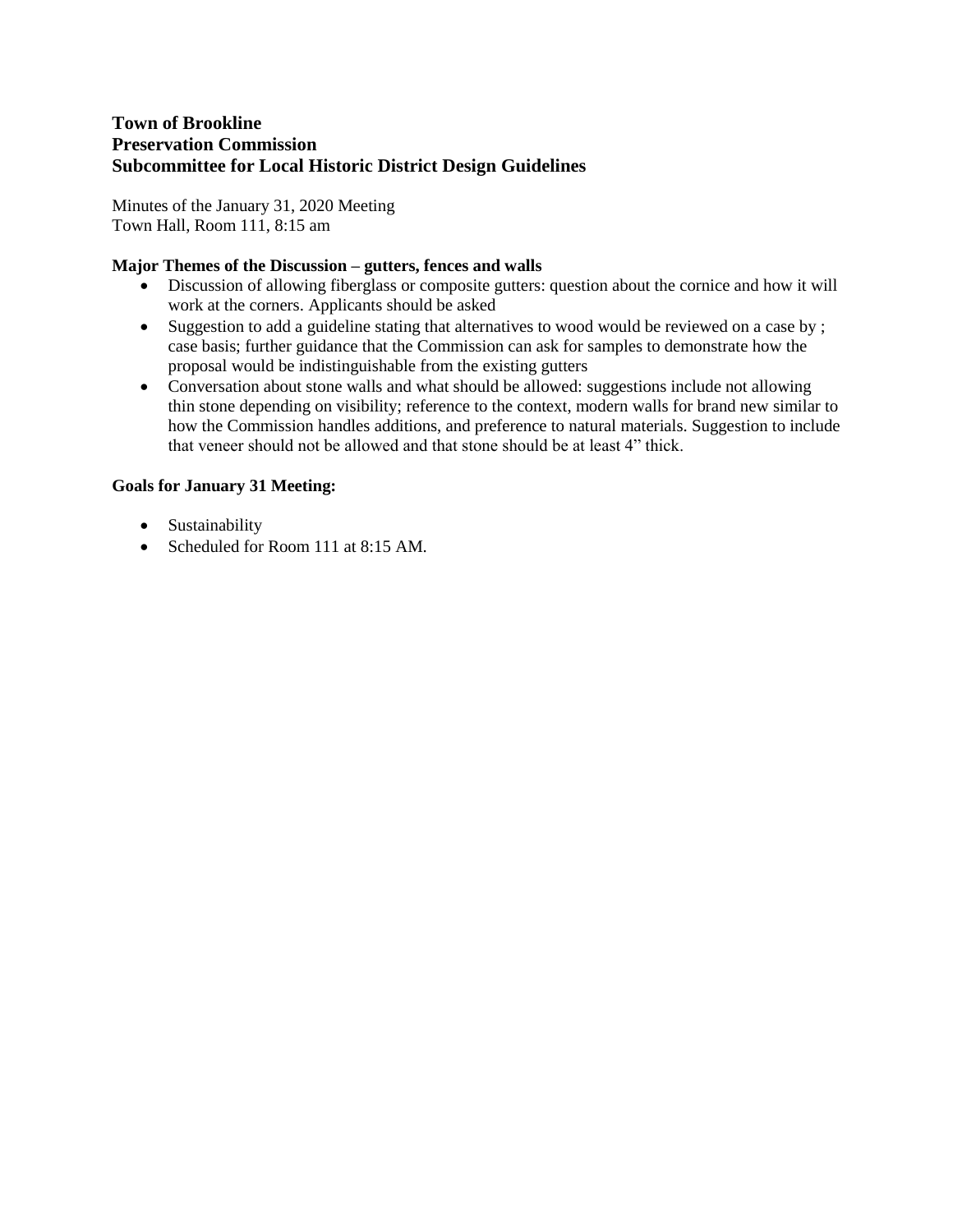**Town of Brookline**
**Preservation Commission**
**Subcommittee for Local Historic District Design Guidelines**

Minutes of the January 31, 2020 Meeting
Town Hall, Room 111, 8:15 am

**Major Themes of the Discussion – gutters, fences and walls**

- Discussion of allowing fiberglass or composite gutters: question about the cornice and how it will work at the corners. Applicants should be asked
- Suggestion to add a guideline stating that alternatives to wood would be reviewed on a case by ; case basis; further guidance that the Commission can ask for samples to demonstrate how the proposal would be indistinguishable from the existing gutters
- Conversation about stone walls and what should be allowed: suggestions include not allowing thin stone depending on visibility; reference to the context, modern walls for brand new similar to how the Commission handles additions, and preference to natural materials. Suggestion to include that veneer should not be allowed and that stone should be at least 4" thick.

**Goals for January 31 Meeting:**

- Sustainability
- Scheduled for Room 111 at 8:15 AM.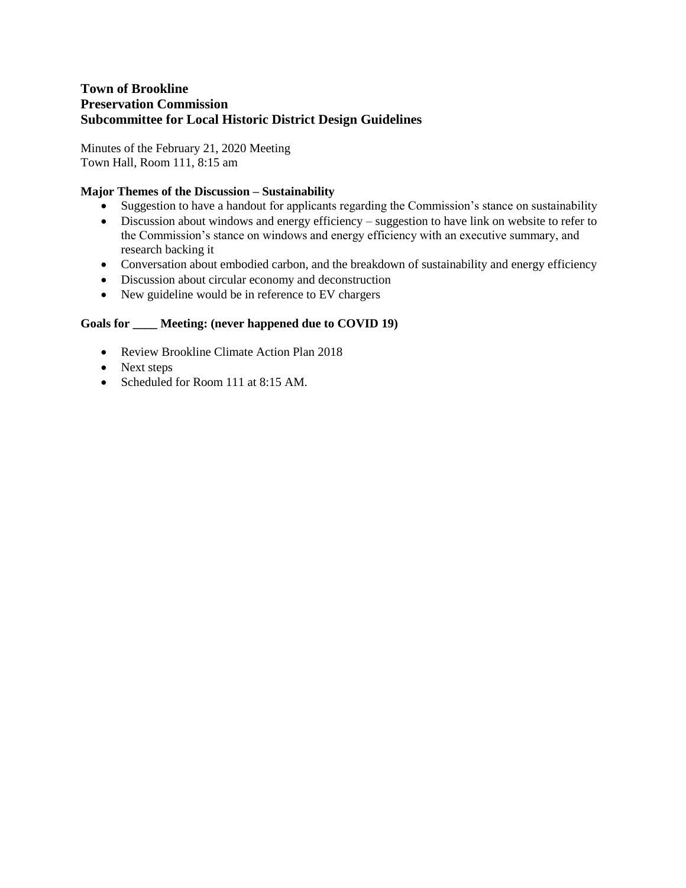**Town of Brookline**
**Preservation Commission**
**Subcommittee for Local Historic District Design Guidelines**

Minutes of the February 21, 2020 Meeting
Town Hall, Room 111, 8:15 am

**Major Themes of the Discussion – Sustainability**

- Suggestion to have a handout for applicants regarding the Commission's stance on sustainability
- Discussion about windows and energy efficiency – suggestion to have link on website to refer to the Commission's stance on windows and energy efficiency with an executive summary, and research backing it
- Conversation about embodied carbon, and the breakdown of sustainability and energy efficiency
- Discussion about circular economy and deconstruction
- New guideline would be in reference to EV chargers

**Goals for ____ Meeting: (never happened due to COVID 19)**

- Review Brookline Climate Action Plan 2018
- Next steps
- Scheduled for Room 111 at 8:15 AM.